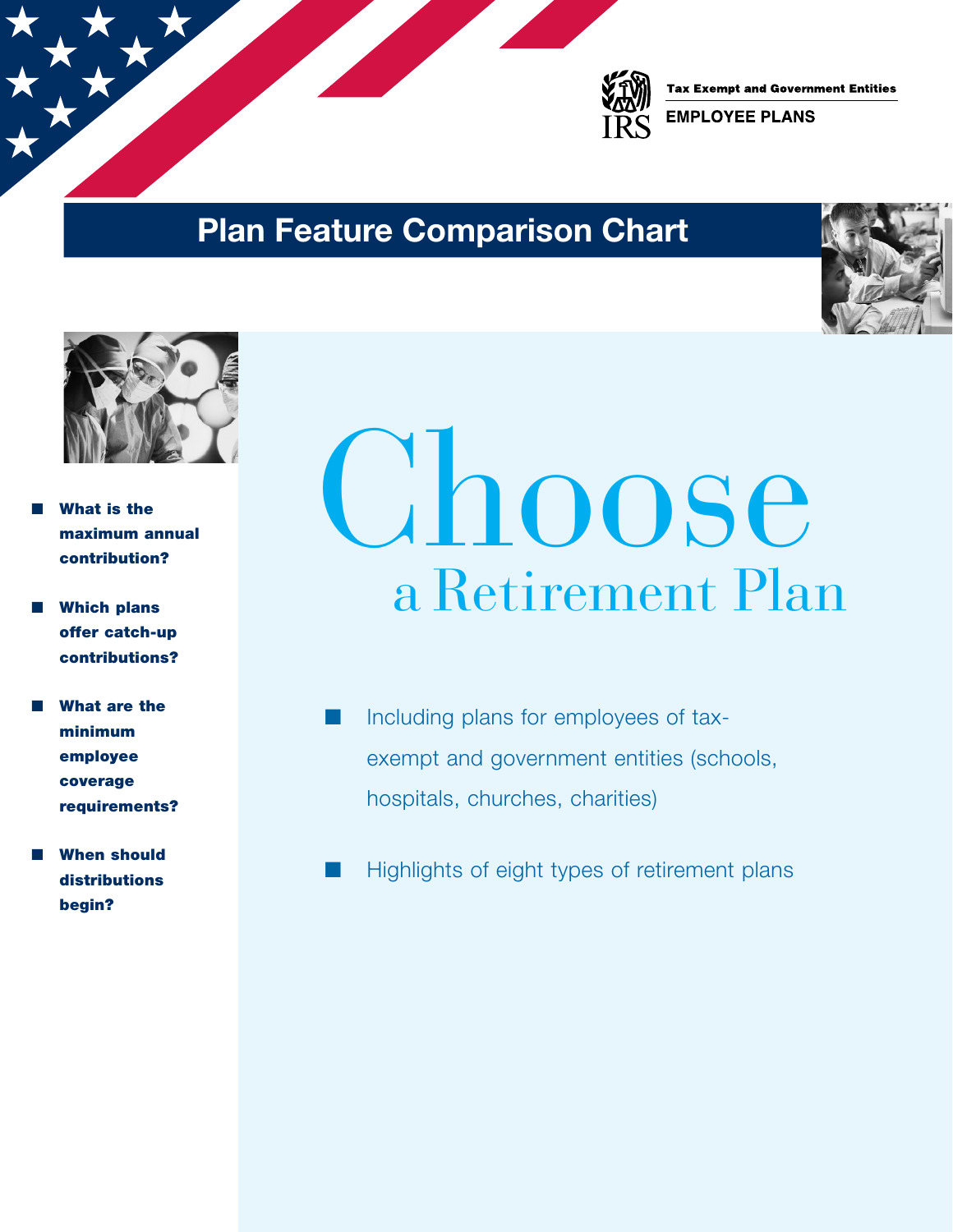Tax Exempt and Government Entities

EMPLOYEE PLANS

# Plan Feature Comparison Chart

- **What is the maximum annual contribution?**
- **Which plans offer catch-up contributions?**
- **What are the minimum employee coverage requirements?**
- **When should distributions begin?**

# Choose
## a Retirement Plan

- Including plans for employees of tax-exempt and government entities (schools, hospitals, churches, charities)
- Highlights of eight types of retirement plans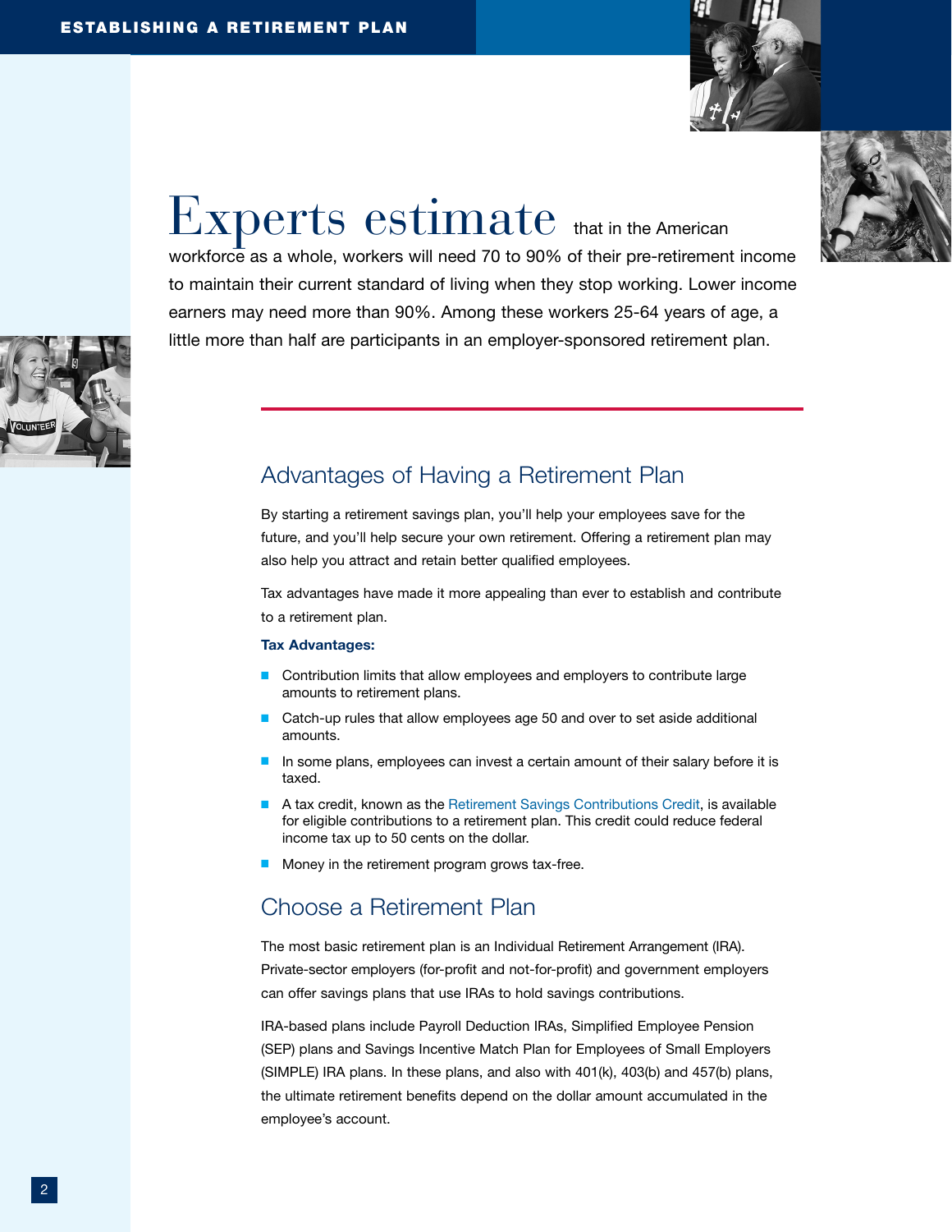Experts estimate that in the American workforce as a whole, workers will need 70 to 90% of their pre-retirement income to maintain their current standard of living when they stop working. Lower income earners may need more than 90%. Among these workers 25-64 years of age, a little more than half are participants in an employer-sponsored retirement plan.

## Advantages of Having a Retirement Plan

By starting a retirement savings plan, you'll help your employees save for the future, and you'll help secure your own retirement. Offering a retirement plan may also help you attract and retain better qualified employees.

Tax advantages have made it more appealing than ever to establish and contribute to a retirement plan.

**Tax Advantages:**

- Contribution limits that allow employees and employers to contribute large amounts to retirement plans.
- Catch-up rules that allow employees age 50 and over to set aside additional amounts.
- In some plans, employees can invest a certain amount of their salary before it is taxed.
- A tax credit, known as the Retirement Savings Contributions Credit, is available for eligible contributions to a retirement plan. This credit could reduce federal income tax up to 50 cents on the dollar.
- Money in the retirement program grows tax-free.

## Choose a Retirement Plan

The most basic retirement plan is an Individual Retirement Arrangement (IRA). Private-sector employers (for-profit and not-for-profit) and government employers can offer savings plans that use IRAs to hold savings contributions.

IRA-based plans include Payroll Deduction IRAs, Simplified Employee Pension (SEP) plans and Savings Incentive Match Plan for Employees of Small Employers (SIMPLE) IRA plans. In these plans, and also with 401(k), 403(b) and 457(b) plans, the ultimate retirement benefits depend on the dollar amount accumulated in the employee's account.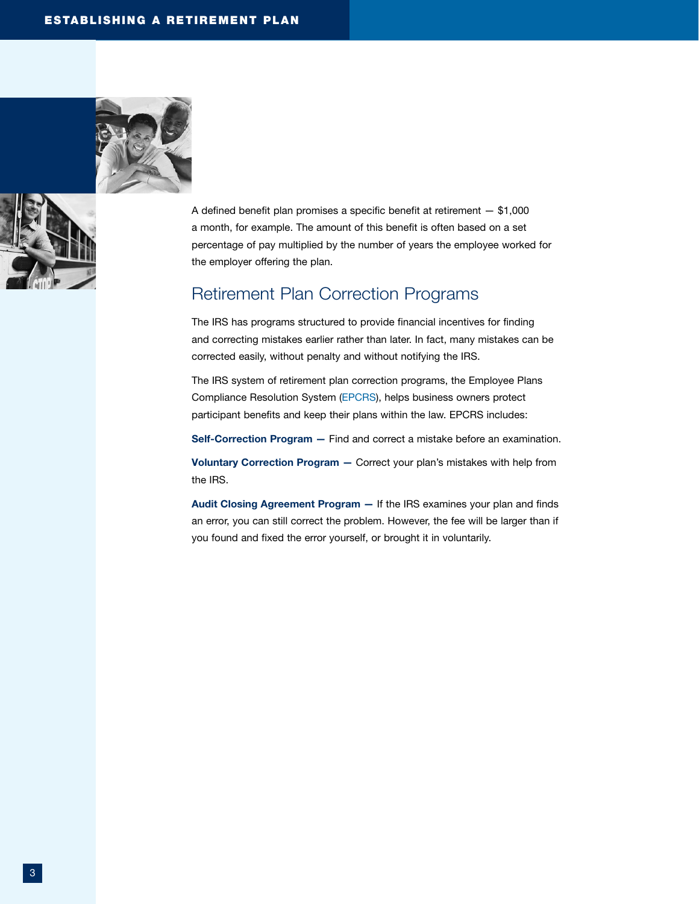A defined benefit plan promises a specific benefit at retirement — $1,000 a month, for example. The amount of this benefit is often based on a set percentage of pay multiplied by the number of years the employee worked for the employer offering the plan.

## Retirement Plan Correction Programs

The IRS has programs structured to provide financial incentives for finding and correcting mistakes earlier rather than later. In fact, many mistakes can be corrected easily, without penalty and without notifying the IRS.

The IRS system of retirement plan correction programs, the Employee Plans Compliance Resolution System (EPCRS), helps business owners protect participant benefits and keep their plans within the law. EPCRS includes:

**Self-Correction Program —** Find and correct a mistake before an examination.

**Voluntary Correction Program —** Correct your plan's mistakes with help from the IRS.

**Audit Closing Agreement Program —** If the IRS examines your plan and finds an error, you can still correct the problem. However, the fee will be larger than if you found and fixed the error yourself, or brought it in voluntarily.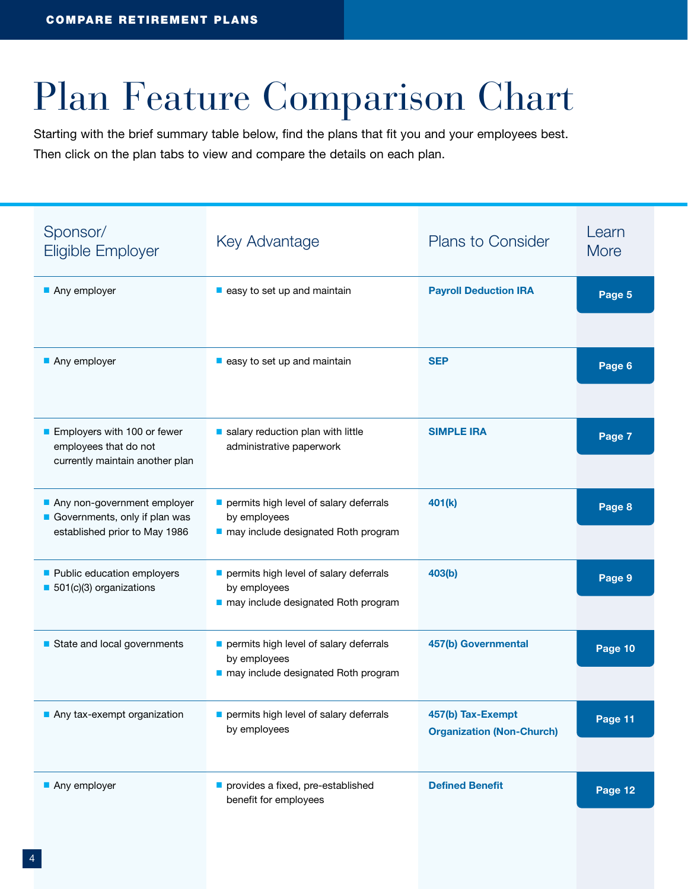# Plan Feature Comparison Chart

Starting with the brief summary table below, find the plans that fit you and your employees best. Then click on the plan tabs to view and compare the details on each plan.

| Sponsor/ Eligible Employer | Key Advantage | Plans to Consider | Learn More |
|---|---|---|---|
| ■ Any employer | ■ easy to set up and maintain | **Payroll Deduction IRA** | Page 5 |
| ■ Any employer | ■ easy to set up and maintain | **SEP** | Page 6 |
| ■ Employers with 100 or fewer employees that do not currently maintain another plan | ■ salary reduction plan with little administrative paperwork | **SIMPLE IRA** | Page 7 |
| ■ Any non-government employer<br>■ Governments, only if plan was established prior to May 1986 | ■ permits high level of salary deferrals by employees<br>■ may include designated Roth program | **401(k)** | Page 8 |
| ■ Public education employers<br>■ 501(c)(3) organizations | ■ permits high level of salary deferrals by employees<br>■ may include designated Roth program | **403(b)** | Page 9 |
| ■ State and local governments | ■ permits high level of salary deferrals by employees<br>■ may include designated Roth program | **457(b) Governmental** | Page 10 |
| ■ Any tax-exempt organization | ■ permits high level of salary deferrals by employees | **457(b) Tax-Exempt Organization (Non-Church)** | Page 11 |
| ■ Any employer | ■ provides a fixed, pre-established benefit for employees | **Defined Benefit** | Page 12 |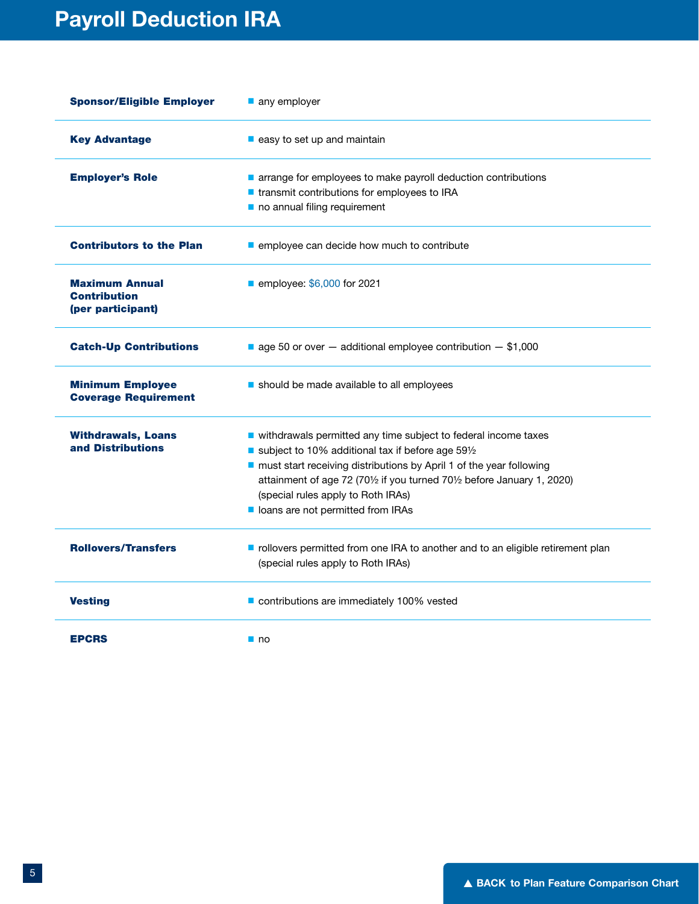# Payroll Deduction IRA

| | |
|---|---|
| **Sponsor/Eligible Employer** | ■ any employer |
| **Key Advantage** | ■ easy to set up and maintain |
| **Employer's Role** | ■ arrange for employees to make payroll deduction contributions<br>■ transmit contributions for employees to IRA<br>■ no annual filing requirement |
| **Contributors to the Plan** | ■ employee can decide how much to contribute |
| **Maximum Annual Contribution (per participant)** | ■ employee: $6,000 for 2021 |
| **Catch-Up Contributions** | ■ age 50 or over — additional employee contribution — $1,000 |
| **Minimum Employee Coverage Requirement** | ■ should be made available to all employees |
| **Withdrawals, Loans and Distributions** | ■ withdrawals permitted any time subject to federal income taxes<br>■ subject to 10% additional tax if before age 59½<br>■ must start receiving distributions by April 1 of the year following attainment of age 72 (70½ if you turned 70½ before January 1, 2020) (special rules apply to Roth IRAs)<br>■ loans are not permitted from IRAs |
| **Rollovers/Transfers** | ■ rollovers permitted from one IRA to another and to an eligible retirement plan (special rules apply to Roth IRAs) |
| **Vesting** | ■ contributions are immediately 100% vested |
| **EPCRS** | ■ no |

▲ BACK to Plan Feature Comparison Chart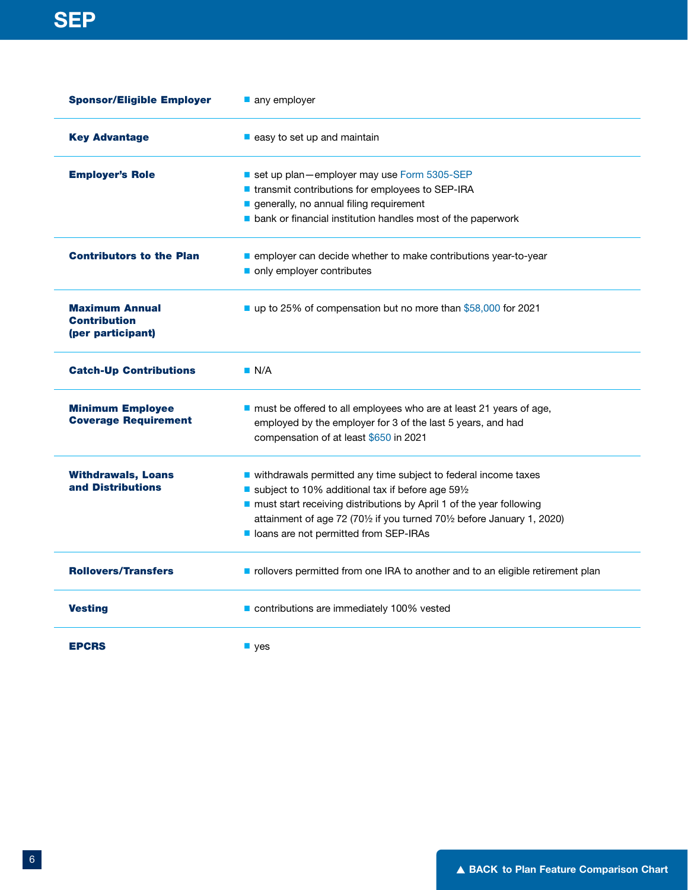# SEP

| | |
|---|---|
| **Sponsor/Eligible Employer** | ■ any employer |
| **Key Advantage** | ■ easy to set up and maintain |
| **Employer's Role** | ■ set up plan—employer may use Form 5305-SEP<br>■ transmit contributions for employees to SEP-IRA<br>■ generally, no annual filing requirement<br>■ bank or financial institution handles most of the paperwork |
| **Contributors to the Plan** | ■ employer can decide whether to make contributions year-to-year<br>■ only employer contributes |
| **Maximum Annual Contribution (per participant)** | ■ up to 25% of compensation but no more than $58,000 for 2021 |
| **Catch-Up Contributions** | ■ N/A |
| **Minimum Employee Coverage Requirement** | ■ must be offered to all employees who are at least 21 years of age, employed by the employer for 3 of the last 5 years, and had compensation of at least $650 in 2021 |
| **Withdrawals, Loans and Distributions** | ■ withdrawals permitted any time subject to federal income taxes<br>■ subject to 10% additional tax if before age 59½<br>■ must start receiving distributions by April 1 of the year following attainment of age 72 (70½ if you turned 70½ before January 1, 2020)<br>■ loans are not permitted from SEP-IRAs |
| **Rollovers/Transfers** | ■ rollovers permitted from one IRA to another and to an eligible retirement plan |
| **Vesting** | ■ contributions are immediately 100% vested |
| **EPCRS** | ■ yes |

▲ BACK to Plan Feature Comparison Chart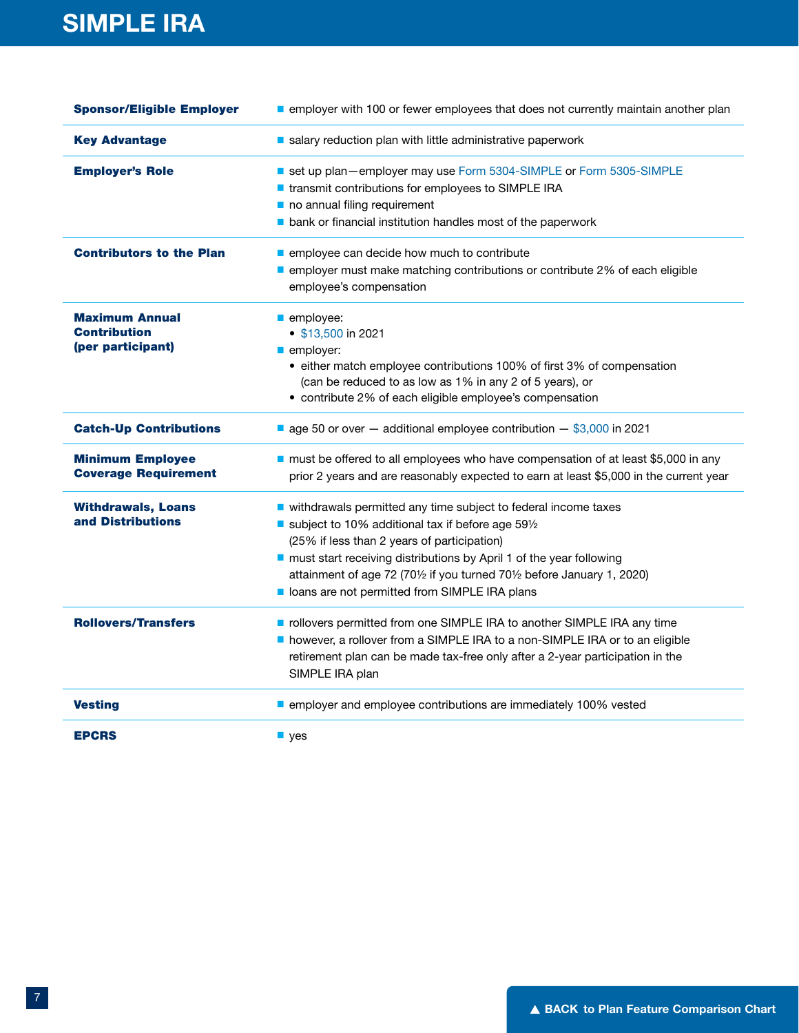# SIMPLE IRA

| | |
|---|---|
| **Sponsor/Eligible Employer** | ■ employer with 100 or fewer employees that does not currently maintain another plan |
| **Key Advantage** | ■ salary reduction plan with little administrative paperwork |
| **Employer's Role** | ■ set up plan—employer may use Form 5304-SIMPLE or Form 5305-SIMPLE<br>■ transmit contributions for employees to SIMPLE IRA<br>■ no annual filing requirement<br>■ bank or financial institution handles most of the paperwork |
| **Contributors to the Plan** | ■ employee can decide how much to contribute<br>■ employer must make matching contributions or contribute 2% of each eligible employee's compensation |
| **Maximum Annual Contribution (per participant)** | ■ employee:<br>• $13,500 in 2021<br>■ employer:<br>• either match employee contributions 100% of first 3% of compensation (can be reduced to as low as 1% in any 2 of 5 years), or<br>• contribute 2% of each eligible employee's compensation |
| **Catch-Up Contributions** | ■ age 50 or over — additional employee contribution — $3,000 in 2021 |
| **Minimum Employee Coverage Requirement** | ■ must be offered to all employees who have compensation of at least $5,000 in any prior 2 years and are reasonably expected to earn at least $5,000 in the current year |
| **Withdrawals, Loans and Distributions** | ■ withdrawals permitted any time subject to federal income taxes<br>■ subject to 10% additional tax if before age 59½ (25% if less than 2 years of participation)<br>■ must start receiving distributions by April 1 of the year following attainment of age 72 (70½ if you turned 70½ before January 1, 2020)<br>■ loans are not permitted from SIMPLE IRA plans |
| **Rollovers/Transfers** | ■ rollovers permitted from one SIMPLE IRA to another SIMPLE IRA any time<br>■ however, a rollover from a SIMPLE IRA to a non-SIMPLE IRA or to an eligible retirement plan can be made tax-free only after a 2-year participation in the SIMPLE IRA plan |
| **Vesting** | ■ employer and employee contributions are immediately 100% vested |
| **EPCRS** | ■ yes |

▲ BACK to Plan Feature Comparison Chart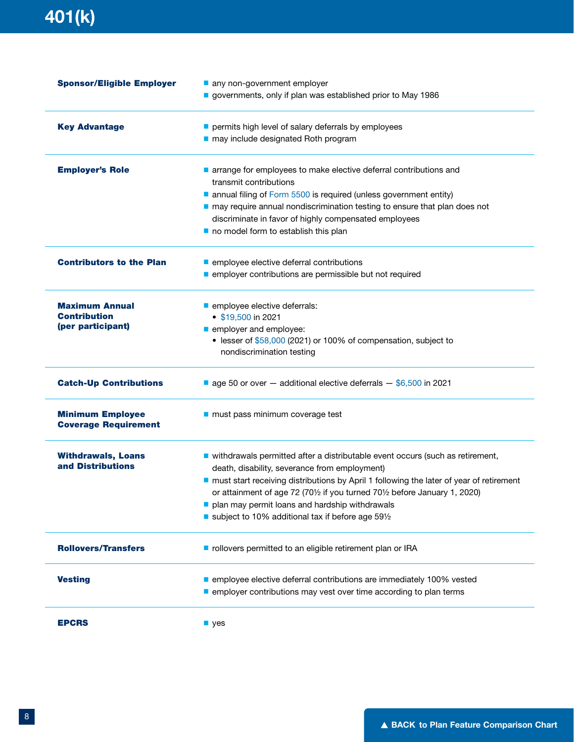# 401(k)

| | |
|---|---|
| **Sponsor/Eligible Employer** | ■ any non-government employer<br>■ governments, only if plan was established prior to May 1986 |
| **Key Advantage** | ■ permits high level of salary deferrals by employees<br>■ may include designated Roth program |
| **Employer's Role** | ■ arrange for employees to make elective deferral contributions and transmit contributions<br>■ annual filing of Form 5500 is required (unless government entity)<br>■ may require annual nondiscrimination testing to ensure that plan does not discriminate in favor of highly compensated employees<br>■ no model form to establish this plan |
| **Contributors to the Plan** | ■ employee elective deferral contributions<br>■ employer contributions are permissible but not required |
| **Maximum Annual Contribution (per participant)** | ■ employee elective deferrals:<br>• $19,500 in 2021<br>■ employer and employee:<br>• lesser of $58,000 (2021) or 100% of compensation, subject to nondiscrimination testing |
| **Catch-Up Contributions** | ■ age 50 or over — additional elective deferrals — $6,500 in 2021 |
| **Minimum Employee Coverage Requirement** | ■ must pass minimum coverage test |
| **Withdrawals, Loans and Distributions** | ■ withdrawals permitted after a distributable event occurs (such as retirement, death, disability, severance from employment)<br>■ must start receiving distributions by April 1 following the later of year of retirement or attainment of age 72 (70½ if you turned 70½ before January 1, 2020)<br>■ plan may permit loans and hardship withdrawals<br>■ subject to 10% additional tax if before age 59½ |
| **Rollovers/Transfers** | ■ rollovers permitted to an eligible retirement plan or IRA |
| **Vesting** | ■ employee elective deferral contributions are immediately 100% vested<br>■ employer contributions may vest over time according to plan terms |
| **EPCRS** | ■ yes |

▲ BACK to Plan Feature Comparison Chart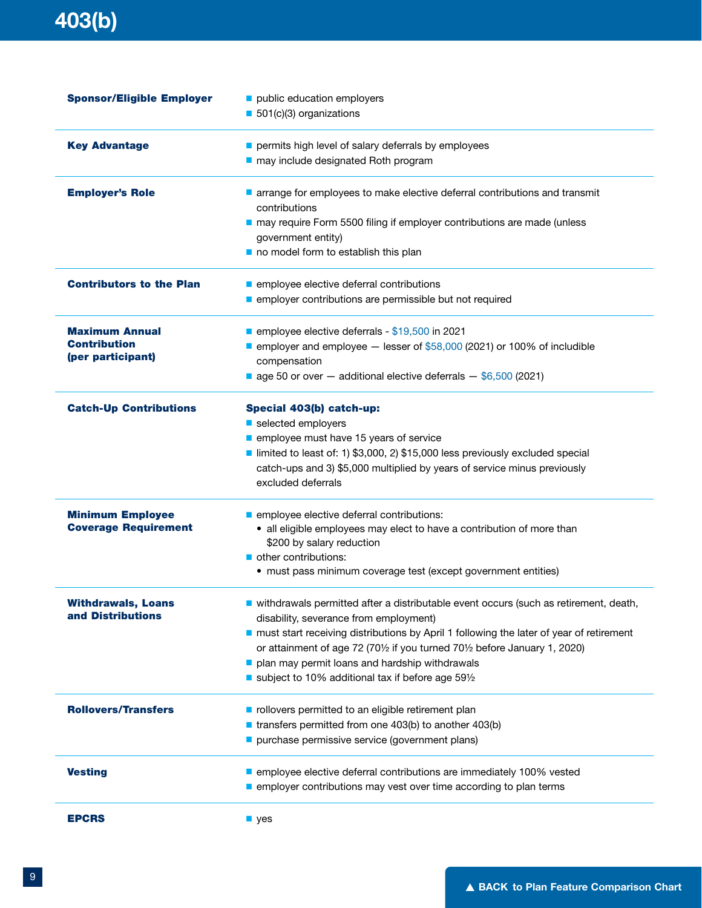# 403(b)

| | |
|---|---|
| **Sponsor/Eligible Employer** | ■ public education employers<br>■ 501(c)(3) organizations |
| **Key Advantage** | ■ permits high level of salary deferrals by employees<br>■ may include designated Roth program |
| **Employer's Role** | ■ arrange for employees to make elective deferral contributions and transmit contributions<br>■ may require Form 5500 filing if employer contributions are made (unless government entity)<br>■ no model form to establish this plan |
| **Contributors to the Plan** | ■ employee elective deferral contributions<br>■ employer contributions are permissible but not required |
| **Maximum Annual Contribution (per participant)** | ■ employee elective deferrals - $19,500 in 2021<br>■ employer and employee — lesser of $58,000 (2021) or 100% of includible compensation<br>■ age 50 or over — additional elective deferrals — $6,500 (2021) |
| **Catch-Up Contributions** | **Special 403(b) catch-up:**<br>■ selected employers<br>■ employee must have 15 years of service<br>■ limited to least of: 1) $3,000, 2) $15,000 less previously excluded special catch-ups and 3) $5,000 multiplied by years of service minus previously excluded deferrals |
| **Minimum Employee Coverage Requirement** | ■ employee elective deferral contributions:<br>• all eligible employees may elect to have a contribution of more than $200 by salary reduction<br>■ other contributions:<br>• must pass minimum coverage test (except government entities) |
| **Withdrawals, Loans and Distributions** | ■ withdrawals permitted after a distributable event occurs (such as retirement, death, disability, severance from employment)<br>■ must start receiving distributions by April 1 following the later of year of retirement or attainment of age 72 (70½ if you turned 70½ before January 1, 2020)<br>■ plan may permit loans and hardship withdrawals<br>■ subject to 10% additional tax if before age 59½ |
| **Rollovers/Transfers** | ■ rollovers permitted to an eligible retirement plan<br>■ transfers permitted from one 403(b) to another 403(b)<br>■ purchase permissive service (government plans) |
| **Vesting** | ■ employee elective deferral contributions are immediately 100% vested<br>■ employer contributions may vest over time according to plan terms |
| **EPCRS** | ■ yes |

▲ BACK to Plan Feature Comparison Chart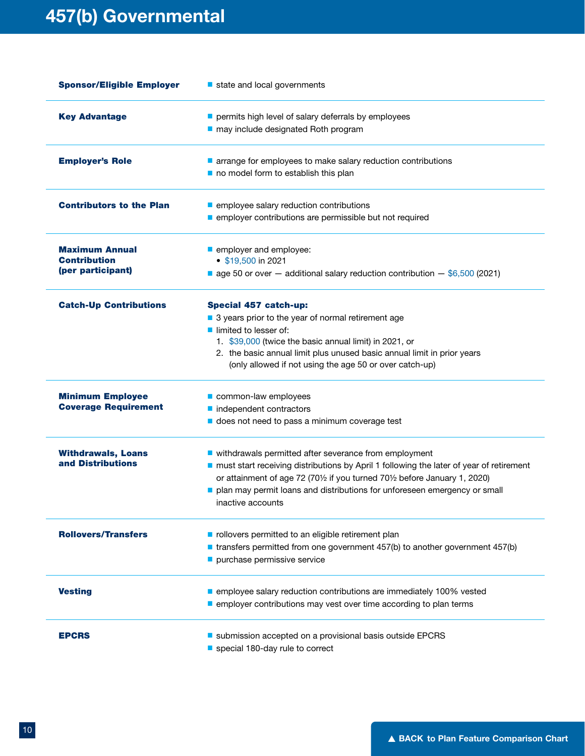# 457(b) Governmental

| | |
|---|---|
| **Sponsor/Eligible Employer** | ■ state and local governments |
| **Key Advantage** | ■ permits high level of salary deferrals by employees<br>■ may include designated Roth program |
| **Employer's Role** | ■ arrange for employees to make salary reduction contributions<br>■ no model form to establish this plan |
| **Contributors to the Plan** | ■ employee salary reduction contributions<br>■ employer contributions are permissible but not required |
| **Maximum Annual Contribution (per participant)** | ■ employer and employee:<br>• $19,500 in 2021<br>■ age 50 or over — additional salary reduction contribution — $6,500 (2021) |
| **Catch-Up Contributions** | **Special 457 catch-up:**<br>■ 3 years prior to the year of normal retirement age<br>■ limited to lesser of:<br>1. $39,000 (twice the basic annual limit) in 2021, or<br>2. the basic annual limit plus unused basic annual limit in prior years (only allowed if not using the age 50 or over catch-up) |
| **Minimum Employee Coverage Requirement** | ■ common-law employees<br>■ independent contractors<br>■ does not need to pass a minimum coverage test |
| **Withdrawals, Loans and Distributions** | ■ withdrawals permitted after severance from employment<br>■ must start receiving distributions by April 1 following the later of year of retirement or attainment of age 72 (70½ if you turned 70½ before January 1, 2020)<br>■ plan may permit loans and distributions for unforeseen emergency or small inactive accounts |
| **Rollovers/Transfers** | ■ rollovers permitted to an eligible retirement plan<br>■ transfers permitted from one government 457(b) to another government 457(b)<br>■ purchase permissive service |
| **Vesting** | ■ employee salary reduction contributions are immediately 100% vested<br>■ employer contributions may vest over time according to plan terms |
| **EPCRS** | ■ submission accepted on a provisional basis outside EPCRS<br>■ special 180-day rule to correct |

▲ BACK to Plan Feature Comparison Chart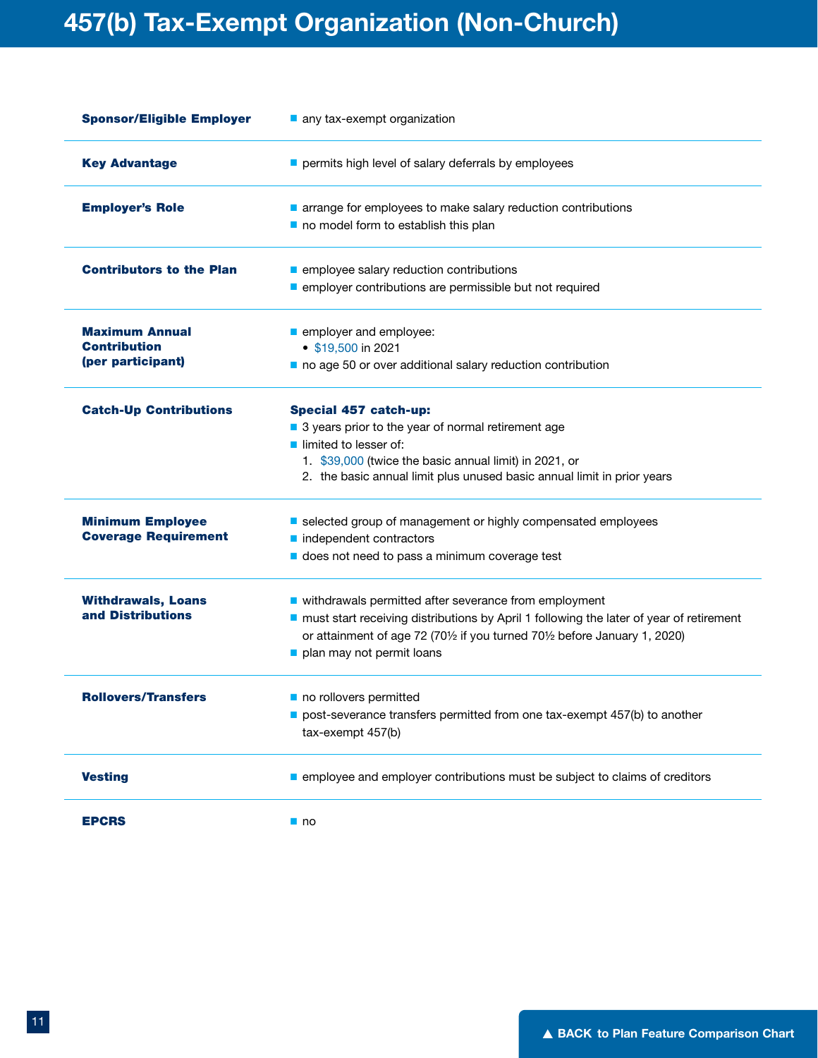# 457(b) Tax-Exempt Organization (Non-Church)

| | |
|---|---|
| **Sponsor/Eligible Employer** | ■ any tax-exempt organization |
| **Key Advantage** | ■ permits high level of salary deferrals by employees |
| **Employer's Role** | ■ arrange for employees to make salary reduction contributions<br>■ no model form to establish this plan |
| **Contributors to the Plan** | ■ employee salary reduction contributions<br>■ employer contributions are permissible but not required |
| **Maximum Annual Contribution (per participant)** | ■ employer and employee:<br>• $19,500 in 2021<br>■ no age 50 or over additional salary reduction contribution |
| **Catch-Up Contributions** | **Special 457 catch-up:**<br>■ 3 years prior to the year of normal retirement age<br>■ limited to lesser of:<br>1. $39,000 (twice the basic annual limit) in 2021, or<br>2. the basic annual limit plus unused basic annual limit in prior years |
| **Minimum Employee Coverage Requirement** | ■ selected group of management or highly compensated employees<br>■ independent contractors<br>■ does not need to pass a minimum coverage test |
| **Withdrawals, Loans and Distributions** | ■ withdrawals permitted after severance from employment<br>■ must start receiving distributions by April 1 following the later of year of retirement or attainment of age 72 (70½ if you turned 70½ before January 1, 2020)<br>■ plan may not permit loans |
| **Rollovers/Transfers** | ■ no rollovers permitted<br>■ post-severance transfers permitted from one tax-exempt 457(b) to another tax-exempt 457(b) |
| **Vesting** | ■ employee and employer contributions must be subject to claims of creditors |
| **EPCRS** | ■ no |

▲ BACK to Plan Feature Comparison Chart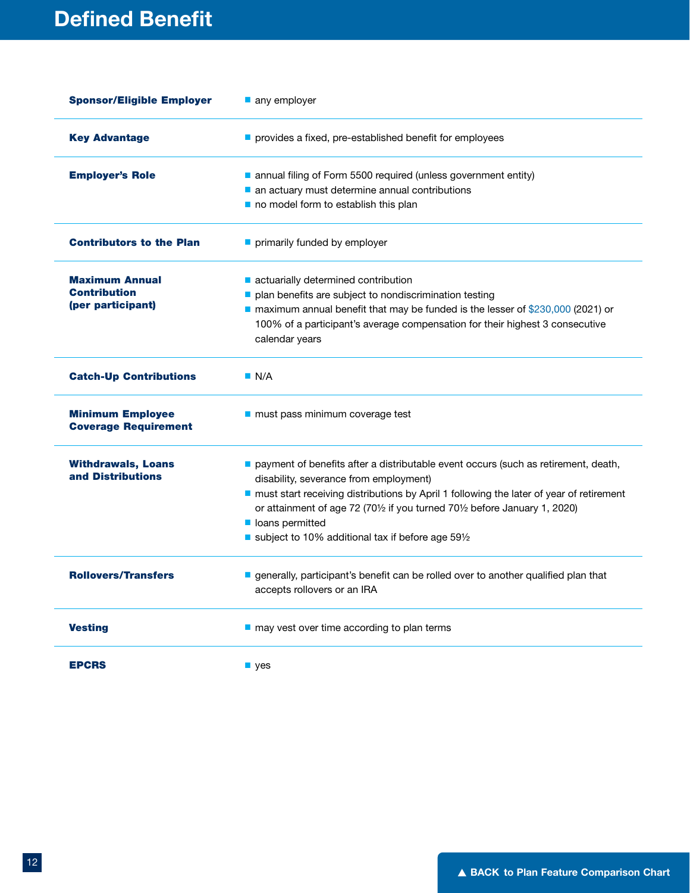# Defined Benefit

| | |
|---|---|
| **Sponsor/Eligible Employer** | ■ any employer |
| **Key Advantage** | ■ provides a fixed, pre-established benefit for employees |
| **Employer's Role** | ■ annual filing of Form 5500 required (unless government entity)<br>■ an actuary must determine annual contributions<br>■ no model form to establish this plan |
| **Contributors to the Plan** | ■ primarily funded by employer |
| **Maximum Annual Contribution (per participant)** | ■ actuarially determined contribution<br>■ plan benefits are subject to nondiscrimination testing<br>■ maximum annual benefit that may be funded is the lesser of $230,000 (2021) or 100% of a participant's average compensation for their highest 3 consecutive calendar years |
| **Catch-Up Contributions** | ■ N/A |
| **Minimum Employee Coverage Requirement** | ■ must pass minimum coverage test |
| **Withdrawals, Loans and Distributions** | ■ payment of benefits after a distributable event occurs (such as retirement, death, disability, severance from employment)<br>■ must start receiving distributions by April 1 following the later of year of retirement or attainment of age 72 (70½ if you turned 70½ before January 1, 2020)<br>■ loans permitted<br>■ subject to 10% additional tax if before age 59½ |
| **Rollovers/Transfers** | ■ generally, participant's benefit can be rolled over to another qualified plan that accepts rollovers or an IRA |
| **Vesting** | ■ may vest over time according to plan terms |
| **EPCRS** | ■ yes |

▲ BACK to Plan Feature Comparison Chart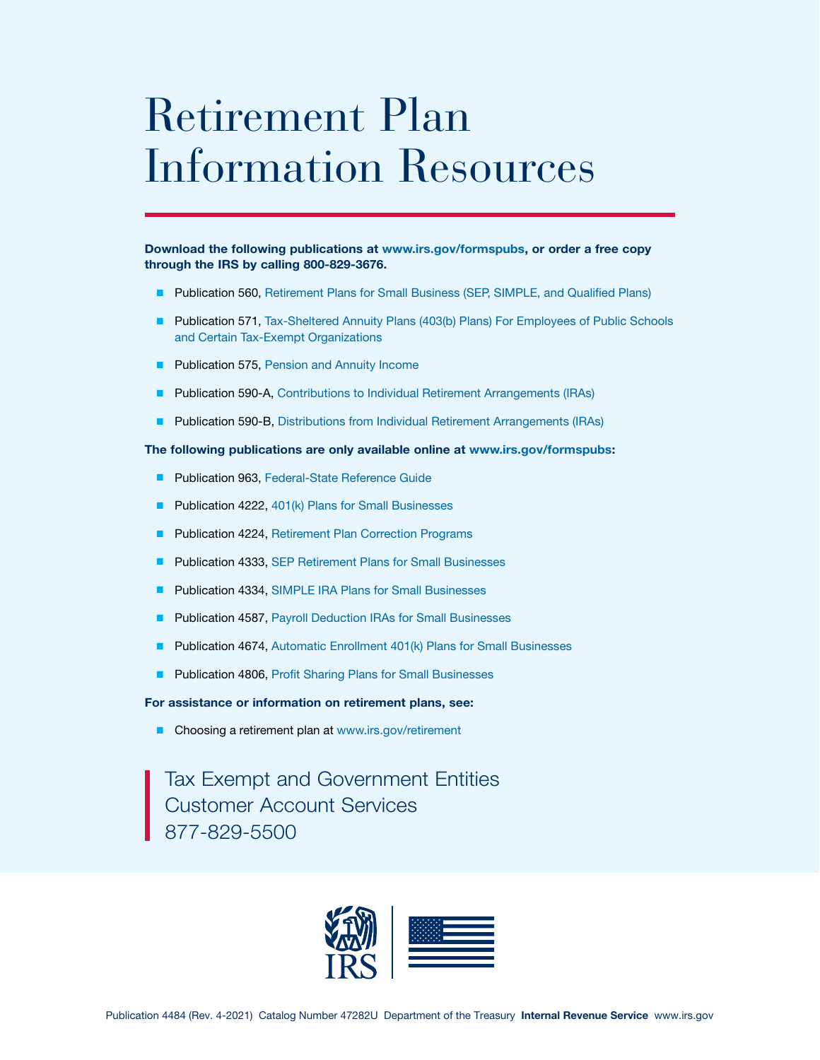# Retirement Plan Information Resources

**Download the following publications at www.irs.gov/formspubs, or order a free copy through the IRS by calling 800-829-3676.**

- Publication 560, Retirement Plans for Small Business (SEP, SIMPLE, and Qualified Plans)
- Publication 571, Tax-Sheltered Annuity Plans (403(b) Plans) For Employees of Public Schools and Certain Tax-Exempt Organizations
- Publication 575, Pension and Annuity Income
- Publication 590-A, Contributions to Individual Retirement Arrangements (IRAs)
- Publication 590-B, Distributions from Individual Retirement Arrangements (IRAs)

**The following publications are only available online at www.irs.gov/formspubs:**

- Publication 963, Federal-State Reference Guide
- Publication 4222, 401(k) Plans for Small Businesses
- Publication 4224, Retirement Plan Correction Programs
- Publication 4333, SEP Retirement Plans for Small Businesses
- Publication 4334, SIMPLE IRA Plans for Small Businesses
- Publication 4587, Payroll Deduction IRAs for Small Businesses
- Publication 4674, Automatic Enrollment 401(k) Plans for Small Businesses
- Publication 4806, Profit Sharing Plans for Small Businesses

**For assistance or information on retirement plans, see:**

- Choosing a retirement plan at www.irs.gov/retirement

Tax Exempt and Government Entities
Customer Account Services
877-829-5500

Publication 4484 (Rev. 4-2021) Catalog Number 47282U Department of the Treasury **Internal Revenue Service** www.irs.gov